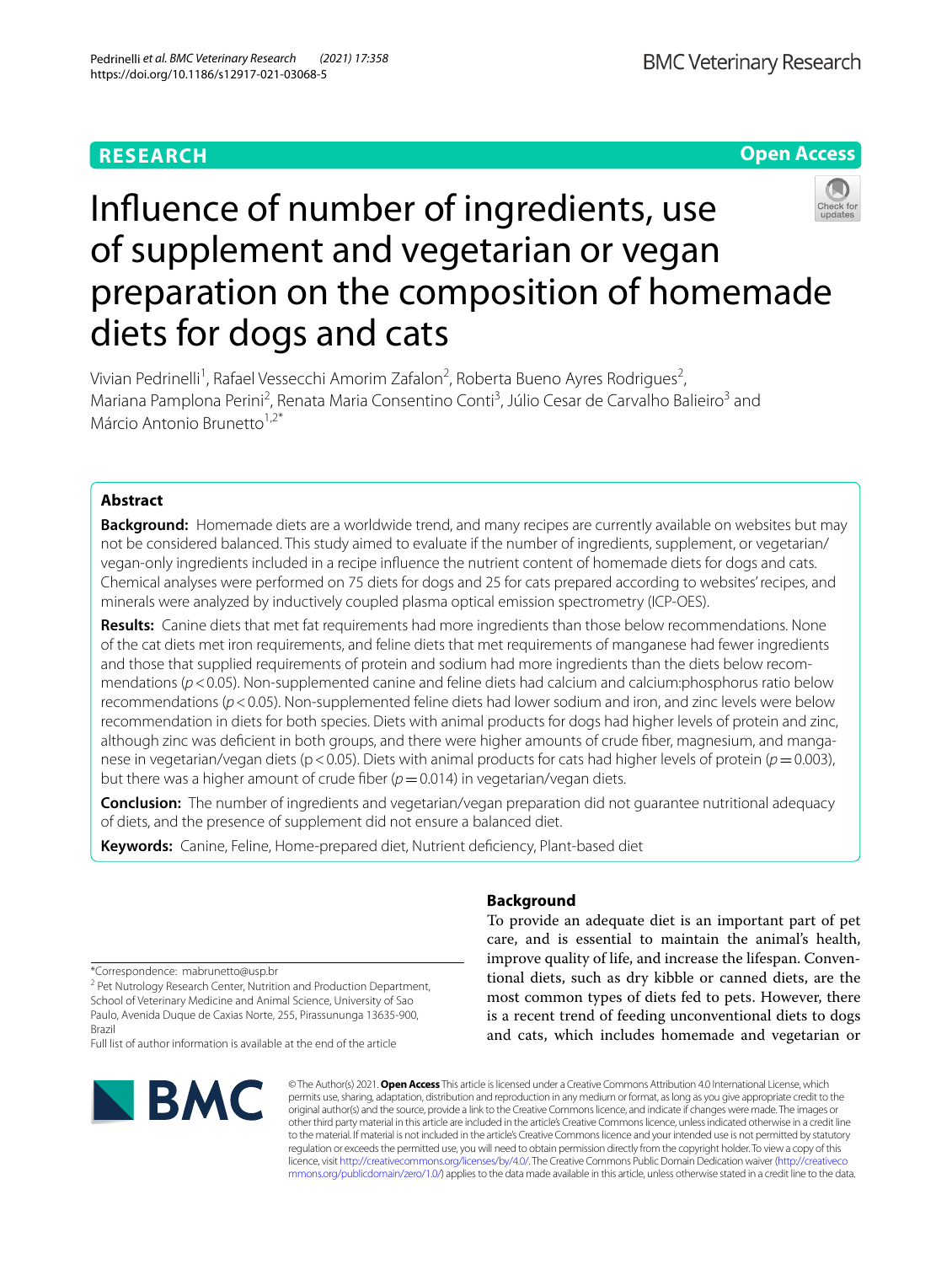**RESEARCH** **Open Access**

# Influence of number of ingredients, use of supplement and vegetarian or vegan preparation on the composition of homemade diets for dogs and cats

Vivian Pedrinelli[1], Rafael Vessecchi Amorim Zafalon[2], Roberta Bueno Ayres Rodrigues[2], Mariana Pamplona Perini[2], Renata Maria Consentino Conti[3], Júlio Cesar de Carvalho Balieiro[3] and Márcio Antonio Brunetto[1,2*]

## Abstract

**Background:** Homemade diets are a worldwide trend, and many recipes are currently available on websites but may not be considered balanced. This study aimed to evaluate if the number of ingredients, supplement, or vegetarian/vegan-only ingredients included in a recipe influence the nutrient content of homemade diets for dogs and cats. Chemical analyses were performed on 75 diets for dogs and 25 for cats prepared according to websites' recipes, and minerals were analyzed by inductively coupled plasma optical emission spectrometry (ICP-OES).

**Results:** Canine diets that met fat requirements had more ingredients than those below recommendations. None of the cat diets met iron requirements, and feline diets that met requirements of manganese had fewer ingredients and those that supplied requirements of protein and sodium had more ingredients than the diets below recommendations ($p < 0.05$). Non-supplemented canine and feline diets had calcium and calcium:phosphorus ratio below recommendations ($p < 0.05$). Non-supplemented feline diets had lower sodium and iron, and zinc levels were below recommendation in diets for both species. Diets with animal products for dogs had higher levels of protein and zinc, although zinc was deficient in both groups, and there were higher amounts of crude fiber, magnesium, and manganese in vegetarian/vegan diets ($p < 0.05$). Diets with animal products for cats had higher levels of protein ($p = 0.003$), but there was a higher amount of crude fiber ($p = 0.014$) in vegetarian/vegan diets.

**Conclusion:** The number of ingredients and vegetarian/vegan preparation did not guarantee nutritional adequacy of diets, and the presence of supplement did not ensure a balanced diet.

**Keywords:** Canine, Feline, Home-prepared diet, Nutrient deficiency, Plant-based diet

## Background

To provide an adequate diet is an important part of pet care, and is essential to maintain the animal's health, improve quality of life, and increase the lifespan. Conventional diets, such as dry kibble or canned diets, are the most common types of diets fed to pets. However, there is a recent trend of feeding unconventional diets to dogs and cats, which includes homemade and vegetarian or

*Correspondence: mabrunetto@usp.br

[2] Pet Nutrology Research Center, Nutrition and Production Department, School of Veterinary Medicine and Animal Science, University of Sao Paulo, Avenida Duque de Caxias Norte, 255, Pirassununga 13635-900, Brazil

Full list of author information is available at the end of the article

© The Author(s) 2021. **Open Access** This article is licensed under a Creative Commons Attribution 4.0 International License, which permits use, sharing, adaptation, distribution and reproduction in any medium or format, as long as you give appropriate credit to the original author(s) and the source, provide a link to the Creative Commons licence, and indicate if changes were made. The images or other third party material in this article are included in the article's Creative Commons licence, unless indicated otherwise in a credit line to the material. If material is not included in the article's Creative Commons licence and your intended use is not permitted by statutory regulation or exceeds the permitted use, you will need to obtain permission directly from the copyright holder. To view a copy of this licence, visit http://creativecommons.org/licenses/by/4.0/. The Creative Commons Public Domain Dedication waiver (http://creativecommons.org/publicdomain/zero/1.0/) applies to the data made available in this article, unless otherwise stated in a credit line to the data.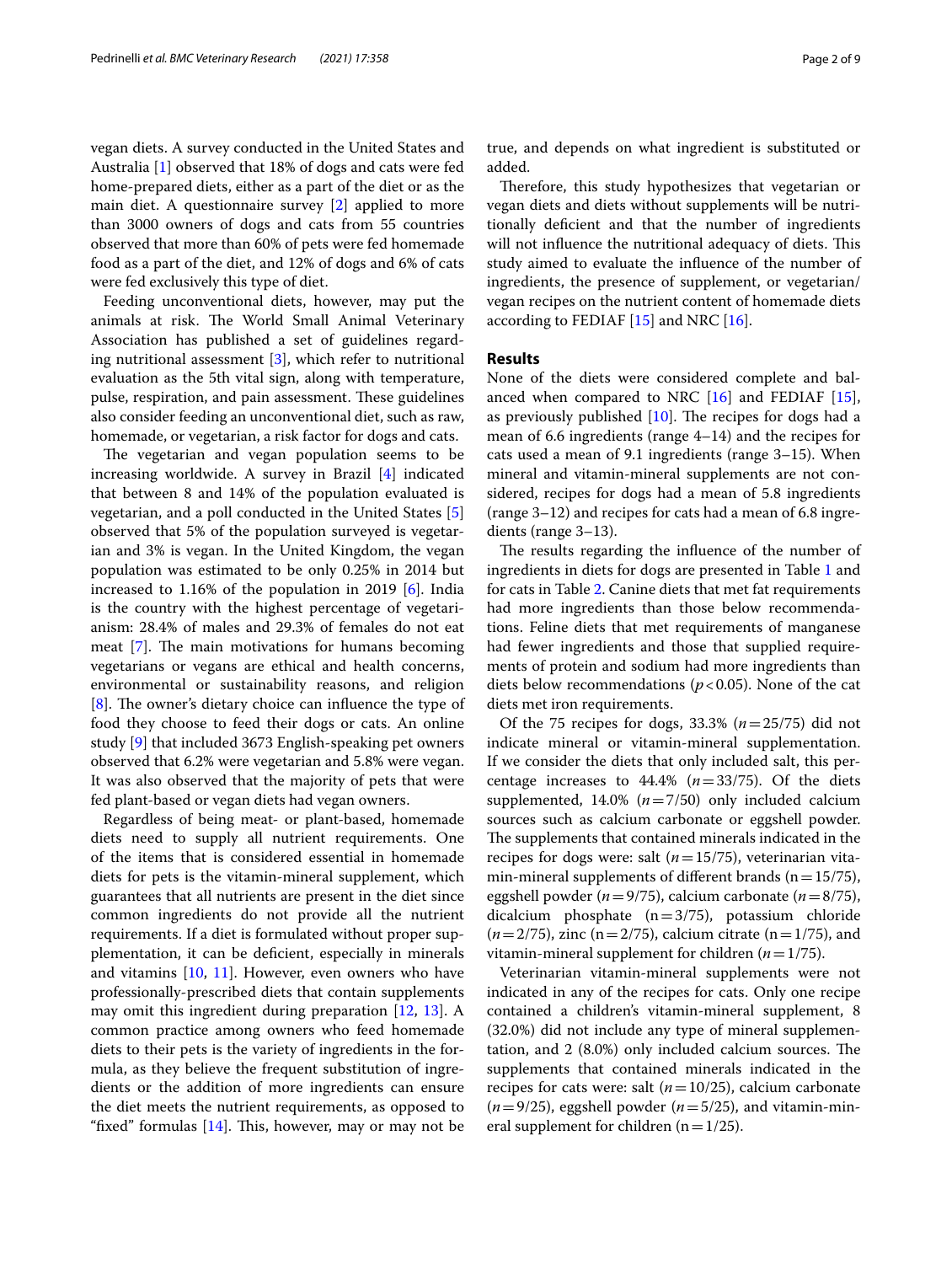vegan diets. A survey conducted in the United States and Australia [1] observed that 18% of dogs and cats were fed home-prepared diets, either as a part of the diet or as the main diet. A questionnaire survey [2] applied to more than 3000 owners of dogs and cats from 55 countries observed that more than 60% of pets were fed homemade food as a part of the diet, and 12% of dogs and 6% of cats were fed exclusively this type of diet.

Feeding unconventional diets, however, may put the animals at risk. The World Small Animal Veterinary Association has published a set of guidelines regarding nutritional assessment [3], which refer to nutritional evaluation as the 5th vital sign, along with temperature, pulse, respiration, and pain assessment. These guidelines also consider feeding an unconventional diet, such as raw, homemade, or vegetarian, a risk factor for dogs and cats.

The vegetarian and vegan population seems to be increasing worldwide. A survey in Brazil [4] indicated that between 8 and 14% of the population evaluated is vegetarian, and a poll conducted in the United States [5] observed that 5% of the population surveyed is vegetarian and 3% is vegan. In the United Kingdom, the vegan population was estimated to be only 0.25% in 2014 but increased to 1.16% of the population in 2019 [6]. India is the country with the highest percentage of vegetarianism: 28.4% of males and 29.3% of females do not eat meat [7]. The main motivations for humans becoming vegetarians or vegans are ethical and health concerns, environmental or sustainability reasons, and religion [8]. The owner's dietary choice can influence the type of food they choose to feed their dogs or cats. An online study [9] that included 3673 English-speaking pet owners observed that 6.2% were vegetarian and 5.8% were vegan. It was also observed that the majority of pets that were fed plant-based or vegan diets had vegan owners.

Regardless of being meat- or plant-based, homemade diets need to supply all nutrient requirements. One of the items that is considered essential in homemade diets for pets is the vitamin-mineral supplement, which guarantees that all nutrients are present in the diet since common ingredients do not provide all the nutrient requirements. If a diet is formulated without proper supplementation, it can be deficient, especially in minerals and vitamins [10, 11]. However, even owners who have professionally-prescribed diets that contain supplements may omit this ingredient during preparation [12, 13]. A common practice among owners who feed homemade diets to their pets is the variety of ingredients in the formula, as they believe the frequent substitution of ingredients or the addition of more ingredients can ensure the diet meets the nutrient requirements, as opposed to "fixed" formulas [14]. This, however, may or may not be true, and depends on what ingredient is substituted or added.

Therefore, this study hypothesizes that vegetarian or vegan diets and diets without supplements will be nutritionally deficient and that the number of ingredients will not influence the nutritional adequacy of diets. This study aimed to evaluate the influence of the number of ingredients, the presence of supplement, or vegetarian/vegan recipes on the nutrient content of homemade diets according to FEDIAF [15] and NRC [16].

## Results

None of the diets were considered complete and balanced when compared to NRC [16] and FEDIAF [15], as previously published [10]. The recipes for dogs had a mean of 6.6 ingredients (range 4–14) and the recipes for cats used a mean of 9.1 ingredients (range 3–15). When mineral and vitamin-mineral supplements are not considered, recipes for dogs had a mean of 5.8 ingredients (range 3–12) and recipes for cats had a mean of 6.8 ingredients (range 3–13).

The results regarding the influence of the number of ingredients in diets for dogs are presented in Table 1 and for cats in Table 2. Canine diets that met fat requirements had more ingredients than those below recommendations. Feline diets that met requirements of manganese had fewer ingredients and those that supplied requirements of protein and sodium had more ingredients than diets below recommendations ($p < 0.05$). None of the cat diets met iron requirements.

Of the 75 recipes for dogs, 33.3% ($n = 25/75$) did not indicate mineral or vitamin-mineral supplementation. If we consider the diets that only included salt, this percentage increases to 44.4% ($n = 33/75$). Of the diets supplemented, 14.0% ($n = 7/50$) only included calcium sources such as calcium carbonate or eggshell powder. The supplements that contained minerals indicated in the recipes for dogs were: salt ($n = 15/75$), veterinarian vitamin-mineral supplements of different brands ($n = 15/75$), eggshell powder ($n = 9/75$), calcium carbonate ($n = 8/75$), dicalcium phosphate ($n = 3/75$), potassium chloride ($n = 2/75$), zinc ($n = 2/75$), calcium citrate ($n = 1/75$), and vitamin-mineral supplement for children ($n = 1/75$).

Veterinarian vitamin-mineral supplements were not indicated in any of the recipes for cats. Only one recipe contained a children's vitamin-mineral supplement, 8 (32.0%) did not include any type of mineral supplementation, and 2 (8.0%) only included calcium sources. The supplements that contained minerals indicated in the recipes for cats were: salt ($n = 10/25$), calcium carbonate ($n = 9/25$), eggshell powder ($n = 5/25$), and vitamin-mineral supplement for children ($n = 1/25$).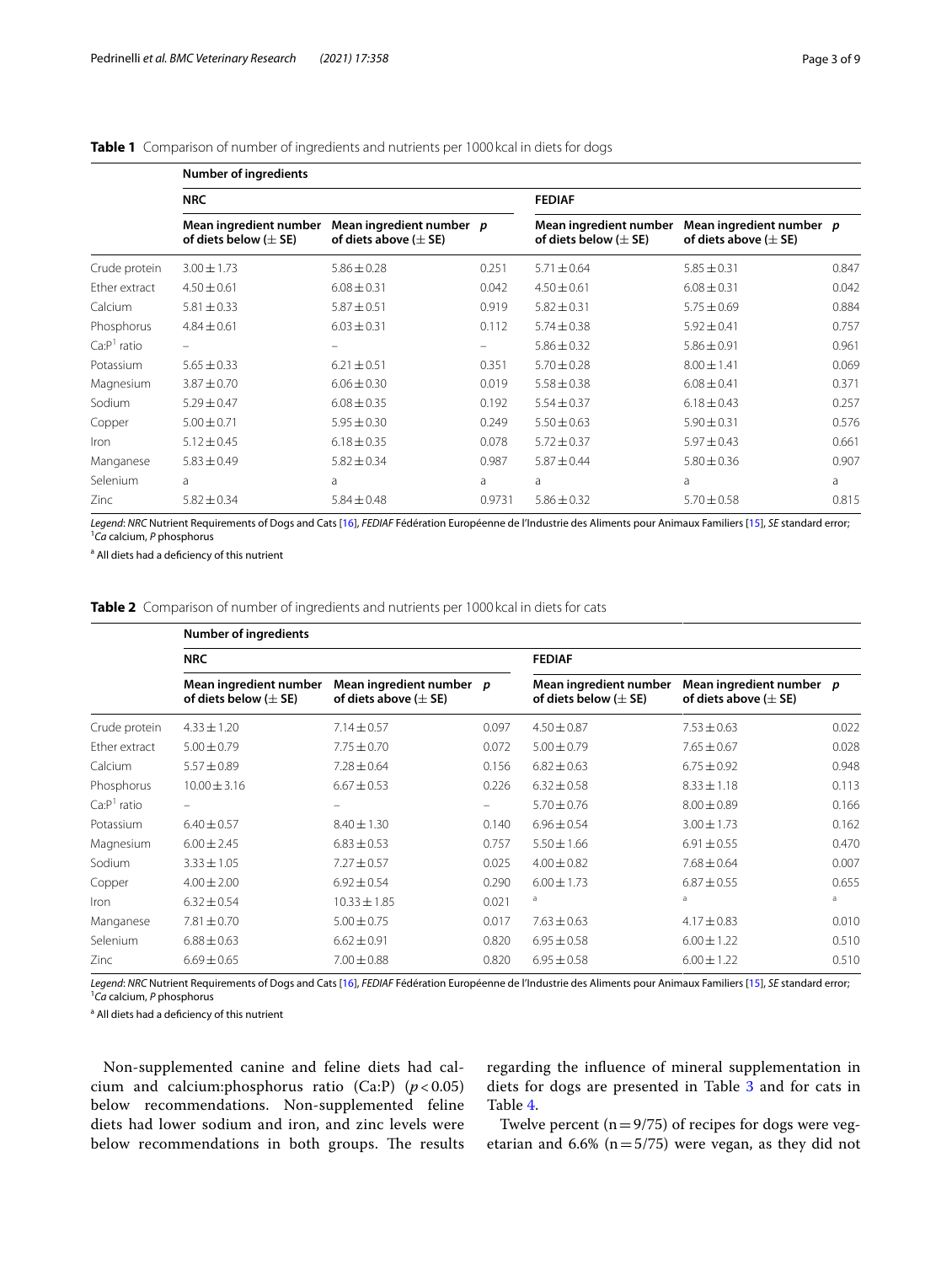**Table 1** Comparison of number of ingredients and nutrients per 1000 kcal in diets for dogs

| | Number of ingredients | | | | | |
|---|---|---|---|---|---|---|
| | NRC | | | FEDIAF | | |
| | Mean ingredient number of diets below (± SE) | Mean ingredient number of diets above (± SE) | *p* | Mean ingredient number of diets below (± SE) | Mean ingredient number of diets above (± SE) | *p* |
| Crude protein | 3.00 ± 1.73 | 5.86 ± 0.28 | 0.251 | 5.71 ± 0.64 | 5.85 ± 0.31 | 0.847 |
| Ether extract | 4.50 ± 0.61 | 6.08 ± 0.31 | 0.042 | 4.50 ± 0.61 | 6.08 ± 0.31 | 0.042 |
| Calcium | 5.81 ± 0.33 | 5.87 ± 0.51 | 0.919 | 5.82 ± 0.31 | 5.75 ± 0.69 | 0.884 |
| Phosphorus | 4.84 ± 0.61 | 6.03 ± 0.31 | 0.112 | 5.74 ± 0.38 | 5.92 ± 0.41 | 0.757 |
| Ca:P[1] ratio | – | – | – | 5.86 ± 0.32 | 5.86 ± 0.91 | 0.961 |
| Potassium | 5.65 ± 0.33 | 6.21 ± 0.51 | 0.351 | 5.70 ± 0.28 | 8.00 ± 1.41 | 0.069 |
| Magnesium | 3.87 ± 0.70 | 6.06 ± 0.30 | 0.019 | 5.58 ± 0.38 | 6.08 ± 0.41 | 0.371 |
| Sodium | 5.29 ± 0.47 | 6.08 ± 0.35 | 0.192 | 5.54 ± 0.37 | 6.18 ± 0.43 | 0.257 |
| Copper | 5.00 ± 0.71 | 5.95 ± 0.30 | 0.249 | 5.50 ± 0.63 | 5.90 ± 0.31 | 0.576 |
| Iron | 5.12 ± 0.45 | 6.18 ± 0.35 | 0.078 | 5.72 ± 0.37 | 5.97 ± 0.43 | 0.661 |
| Manganese | 5.83 ± 0.49 | 5.82 ± 0.34 | 0.987 | 5.87 ± 0.44 | 5.80 ± 0.36 | 0.907 |
| Selenium | a | a | a | a | a | a |
| Zinc | 5.82 ± 0.34 | 5.84 ± 0.48 | 0.9731 | 5.86 ± 0.32 | 5.70 ± 0.58 | 0.815 |

*Legend*: *NRC* Nutrient Requirements of Dogs and Cats [16], *FEDIAF* Fédération Européenne de l'Industrie des Aliments pour Animaux Familiers [15], *SE* standard error; [1]*Ca* calcium, *P* phosphorus

[a] All diets had a deficiency of this nutrient

**Table 2** Comparison of number of ingredients and nutrients per 1000 kcal in diets for cats

| | Number of ingredients | | | | | |
|---|---|---|---|---|---|---|
| | NRC | | | FEDIAF | | |
| | Mean ingredient number of diets below (± SE) | Mean ingredient number of diets above (± SE) | *p* | Mean ingredient number of diets below (± SE) | Mean ingredient number of diets above (± SE) | *p* |
| Crude protein | 4.33 ± 1.20 | 7.14 ± 0.57 | 0.097 | 4.50 ± 0.87 | 7.53 ± 0.63 | 0.022 |
| Ether extract | 5.00 ± 0.79 | 7.75 ± 0.70 | 0.072 | 5.00 ± 0.79 | 7.65 ± 0.67 | 0.028 |
| Calcium | 5.57 ± 0.89 | 7.28 ± 0.64 | 0.156 | 6.82 ± 0.63 | 6.75 ± 0.92 | 0.948 |
| Phosphorus | 10.00 ± 3.16 | 6.67 ± 0.53 | 0.226 | 6.32 ± 0.58 | 8.33 ± 1.18 | 0.113 |
| Ca:P[1] ratio | – | – | – | 5.70 ± 0.76 | 8.00 ± 0.89 | 0.166 |
| Potassium | 6.40 ± 0.57 | 8.40 ± 1.30 | 0.140 | 6.96 ± 0.54 | 3.00 ± 1.73 | 0.162 |
| Magnesium | 6.00 ± 2.45 | 6.83 ± 0.53 | 0.757 | 5.50 ± 1.66 | 6.91 ± 0.55 | 0.470 |
| Sodium | 3.33 ± 1.05 | 7.27 ± 0.57 | 0.025 | 4.00 ± 0.82 | 7.68 ± 0.64 | 0.007 |
| Copper | 4.00 ± 2.00 | 6.92 ± 0.54 | 0.290 | 6.00 ± 1.73 | 6.87 ± 0.55 | 0.655 |
| Iron | 6.32 ± 0.54 | 10.33 ± 1.85 | 0.021 | a | a | a |
| Manganese | 7.81 ± 0.70 | 5.00 ± 0.75 | 0.017 | 7.63 ± 0.63 | 4.17 ± 0.83 | 0.010 |
| Selenium | 6.88 ± 0.63 | 6.62 ± 0.91 | 0.820 | 6.95 ± 0.58 | 6.00 ± 1.22 | 0.510 |
| Zinc | 6.69 ± 0.65 | 7.00 ± 0.88 | 0.820 | 6.95 ± 0.58 | 6.00 ± 1.22 | 0.510 |

*Legend*: *NRC* Nutrient Requirements of Dogs and Cats [16], *FEDIAF* Fédération Européenne de l'Industrie des Aliments pour Animaux Familiers [15], *SE* standard error; [1]*Ca* calcium, *P* phosphorus

[a] All diets had a deficiency of this nutrient

Non-supplemented canine and feline diets had calcium and calcium:phosphorus ratio (Ca:P) ($p < 0.05$) below recommendations. Non-supplemented feline diets had lower sodium and iron, and zinc levels were below recommendations in both groups. The results regarding the influence of mineral supplementation in diets for dogs are presented in Table 3 and for cats in Table 4.

Twelve percent ($n = 9/75$) of recipes for dogs were vegetarian and 6.6% ($n = 5/75$) were vegan, as they did not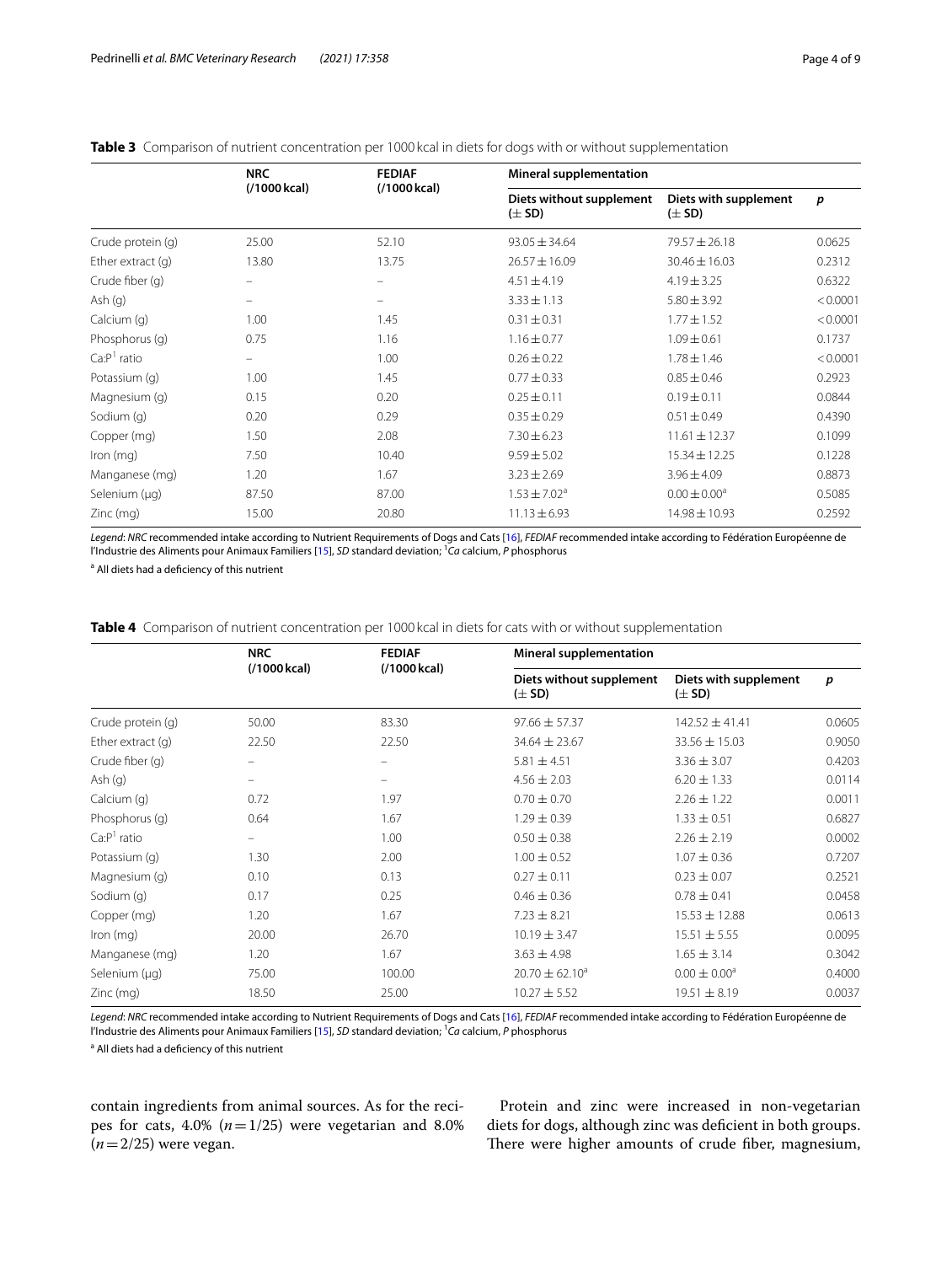**Table 3** Comparison of nutrient concentration per 1000 kcal in diets for dogs with or without supplementation

| | NRC (/1000 kcal) | FEDIAF (/1000 kcal) | Mineral supplementation | | |
|---|---|---|---|---|---|
| | | | Diets without supplement (± SD) | Diets with supplement (± SD) | *p* |
| Crude protein (g) | 25.00 | 52.10 | 93.05 ± 34.64 | 79.57 ± 26.18 | 0.0625 |
| Ether extract (g) | 13.80 | 13.75 | 26.57 ± 16.09 | 30.46 ± 16.03 | 0.2312 |
| Crude fiber (g) | – | – | 4.51 ± 4.19 | 4.19 ± 3.25 | 0.6322 |
| Ash (g) | – | – | 3.33 ± 1.13 | 5.80 ± 3.92 | < 0.0001 |
| Calcium (g) | 1.00 | 1.45 | 0.31 ± 0.31 | 1.77 ± 1.52 | < 0.0001 |
| Phosphorus (g) | 0.75 | 1.16 | 1.16 ± 0.77 | 1.09 ± 0.61 | 0.1737 |
| Ca:P[1] ratio | – | 1.00 | 0.26 ± 0.22 | 1.78 ± 1.46 | < 0.0001 |
| Potassium (g) | 1.00 | 1.45 | 0.77 ± 0.33 | 0.85 ± 0.46 | 0.2923 |
| Magnesium (g) | 0.15 | 0.20 | 0.25 ± 0.11 | 0.19 ± 0.11 | 0.0844 |
| Sodium (g) | 0.20 | 0.29 | 0.35 ± 0.29 | 0.51 ± 0.49 | 0.4390 |
| Copper (mg) | 1.50 | 2.08 | 7.30 ± 6.23 | 11.61 ± 12.37 | 0.1099 |
| Iron (mg) | 7.50 | 10.40 | 9.59 ± 5.02 | 15.34 ± 12.25 | 0.1228 |
| Manganese (mg) | 1.20 | 1.67 | 3.23 ± 2.69 | 3.96 ± 4.09 | 0.8873 |
| Selenium (µg) | 87.50 | 87.00 | 1.53 ± 7.02[a] | 0.00 ± 0.00[a] | 0.5085 |
| Zinc (mg) | 15.00 | 20.80 | 11.13 ± 6.93 | 14.98 ± 10.93 | 0.2592 |

*Legend*: *NRC* recommended intake according to Nutrient Requirements of Dogs and Cats [16], *FEDIAF* recommended intake according to Fédération Européenne de l'Industrie des Aliments pour Animaux Familiers [15], *SD* standard deviation; [1]*Ca* calcium, *P* phosphorus

[a] All diets had a deficiency of this nutrient

**Table 4** Comparison of nutrient concentration per 1000 kcal in diets for cats with or without supplementation

| | NRC (/1000 kcal) | FEDIAF (/1000 kcal) | Mineral supplementation | | |
|---|---|---|---|---|---|
| | | | Diets without supplement (± SD) | Diets with supplement (± SD) | *p* |
| Crude protein (g) | 50.00 | 83.30 | 97.66 ± 57.37 | 142.52 ± 41.41 | 0.0605 |
| Ether extract (g) | 22.50 | 22.50 | 34.64 ± 23.67 | 33.56 ± 15.03 | 0.9050 |
| Crude fiber (g) | – | – | 5.81 ± 4.51 | 3.36 ± 3.07 | 0.4203 |
| Ash (g) | – | – | 4.56 ± 2.03 | 6.20 ± 1.33 | 0.0114 |
| Calcium (g) | 0.72 | 1.97 | 0.70 ± 0.70 | 2.26 ± 1.22 | 0.0011 |
| Phosphorus (g) | 0.64 | 1.67 | 1.29 ± 0.39 | 1.33 ± 0.51 | 0.6827 |
| Ca:P[1] ratio | – | 1.00 | 0.50 ± 0.38 | 2.26 ± 2.19 | 0.0002 |
| Potassium (g) | 1.30 | 2.00 | 1.00 ± 0.52 | 1.07 ± 0.36 | 0.7207 |
| Magnesium (g) | 0.10 | 0.13 | 0.27 ± 0.11 | 0.23 ± 0.07 | 0.2521 |
| Sodium (g) | 0.17 | 0.25 | 0.46 ± 0.36 | 0.78 ± 0.41 | 0.0458 |
| Copper (mg) | 1.20 | 1.67 | 7.23 ± 8.21 | 15.53 ± 12.88 | 0.0613 |
| Iron (mg) | 20.00 | 26.70 | 10.19 ± 3.47 | 15.51 ± 5.55 | 0.0095 |
| Manganese (mg) | 1.20 | 1.67 | 3.63 ± 4.98 | 1.65 ± 3.14 | 0.3042 |
| Selenium (µg) | 75.00 | 100.00 | 20.70 ± 62.10[a] | 0.00 ± 0.00[a] | 0.4000 |
| Zinc (mg) | 18.50 | 25.00 | 10.27 ± 5.52 | 19.51 ± 8.19 | 0.0037 |

*Legend*: *NRC* recommended intake according to Nutrient Requirements of Dogs and Cats [16], *FEDIAF* recommended intake according to Fédération Européenne de l'Industrie des Aliments pour Animaux Familiers [15], *SD* standard deviation; [1]*Ca* calcium, *P* phosphorus

[a] All diets had a deficiency of this nutrient

contain ingredients from animal sources. As for the recipes for cats, 4.0% ($n = 1/25$) were vegetarian and 8.0% ($n = 2/25$) were vegan.

Protein and zinc were increased in non-vegetarian diets for dogs, although zinc was deficient in both groups. There were higher amounts of crude fiber, magnesium,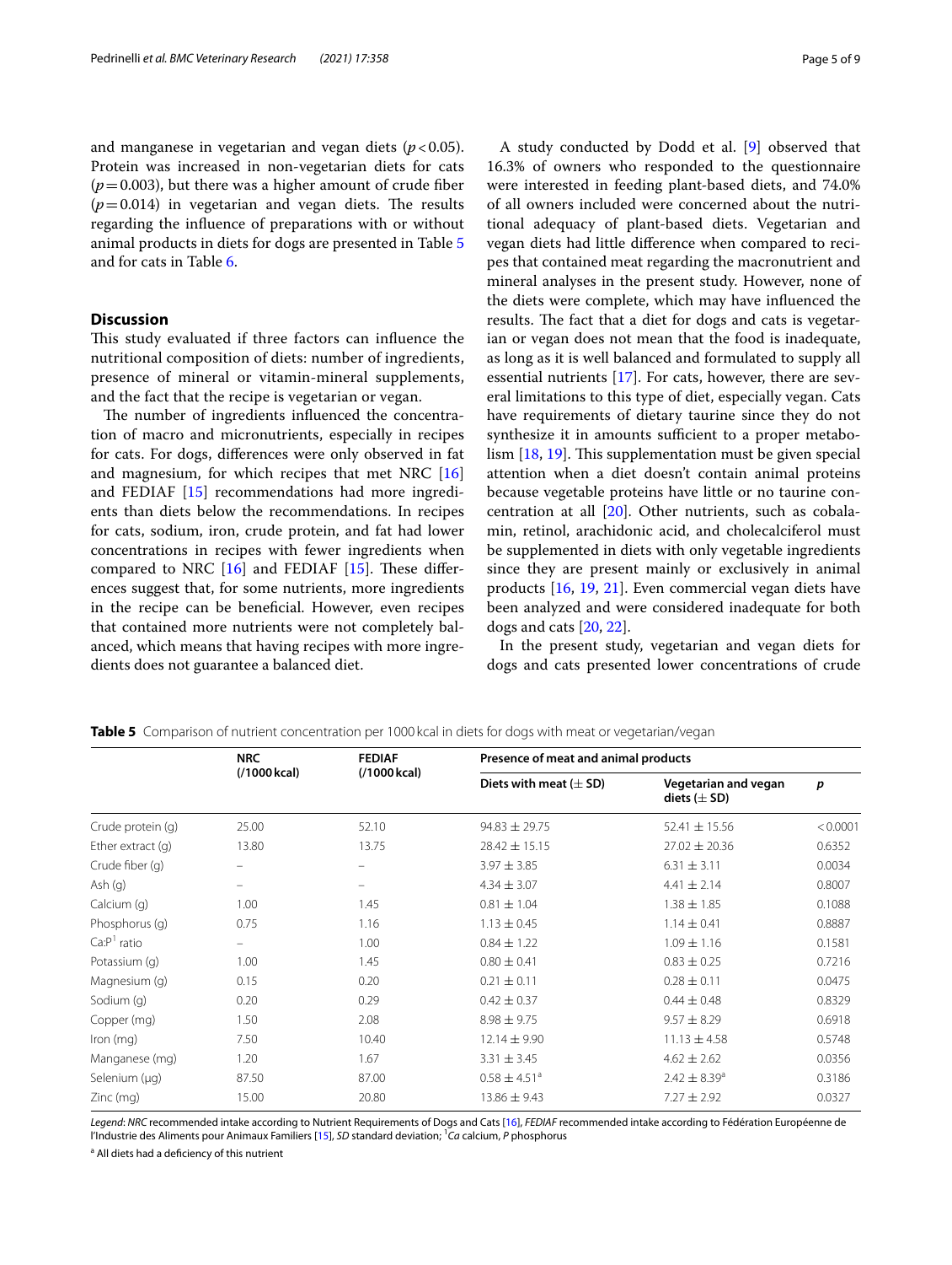and manganese in vegetarian and vegan diets ($p<0.05$). Protein was increased in non-vegetarian diets for cats ($p=0.003$), but there was a higher amount of crude fiber ($p=0.014$) in vegetarian and vegan diets. The results regarding the influence of preparations with or without animal products in diets for dogs are presented in Table 5 and for cats in Table 6.

## Discussion

This study evaluated if three factors can influence the nutritional composition of diets: number of ingredients, presence of mineral or vitamin-mineral supplements, and the fact that the recipe is vegetarian or vegan.

The number of ingredients influenced the concentration of macro and micronutrients, especially in recipes for cats. For dogs, differences were only observed in fat and magnesium, for which recipes that met NRC [16] and FEDIAF [15] recommendations had more ingredients than diets below the recommendations. In recipes for cats, sodium, iron, crude protein, and fat had lower concentrations in recipes with fewer ingredients when compared to NRC [16] and FEDIAF [15]. These differences suggest that, for some nutrients, more ingredients in the recipe can be beneficial. However, even recipes that contained more nutrients were not completely balanced, which means that having recipes with more ingredients does not guarantee a balanced diet.

A study conducted by Dodd et al. [9] observed that 16.3% of owners who responded to the questionnaire were interested in feeding plant-based diets, and 74.0% of all owners included were concerned about the nutritional adequacy of plant-based diets. Vegetarian and vegan diets had little difference when compared to recipes that contained meat regarding the macronutrient and mineral analyses in the present study. However, none of the diets were complete, which may have influenced the results. The fact that a diet for dogs and cats is vegetarian or vegan does not mean that the food is inadequate, as long as it is well balanced and formulated to supply all essential nutrients [17]. For cats, however, there are several limitations to this type of diet, especially vegan. Cats have requirements of dietary taurine since they do not synthesize it in amounts sufficient to a proper metabolism [18, 19]. This supplementation must be given special attention when a diet doesn't contain animal proteins because vegetable proteins have little or no taurine concentration at all [20]. Other nutrients, such as cobalamin, retinol, arachidonic acid, and cholecalciferol must be supplemented in diets with only vegetable ingredients since they are present mainly or exclusively in animal products [16, 19, 21]. Even commercial vegan diets have been analyzed and were considered inadequate for both dogs and cats [20, 22].

In the present study, vegetarian and vegan diets for dogs and cats presented lower concentrations of crude

**Table 5** Comparison of nutrient concentration per 1000 kcal in diets for dogs with meat or vegetarian/vegan

| | NRC (/1000 kcal) | FEDIAF (/1000 kcal) | Presence of meat and animal products | | |
|---|---|---|---|---|---|
| | | | Diets with meat (± SD) | Vegetarian and vegan diets (± SD) | p |
| Crude protein (g) | 25.00 | 52.10 | 94.83 ± 29.75 | 52.41 ± 15.56 | < 0.0001 |
| Ether extract (g) | 13.80 | 13.75 | 28.42 ± 15.15 | 27.02 ± 20.36 | 0.6352 |
| Crude fiber (g) | – | – | 3.97 ± 3.85 | 6.31 ± 3.11 | 0.0034 |
| Ash (g) | – | – | 4.34 ± 3.07 | 4.41 ± 2.14 | 0.8007 |
| Calcium (g) | 1.00 | 1.45 | 0.81 ± 1.04 | 1.38 ± 1.85 | 0.1088 |
| Phosphorus (g) | 0.75 | 1.16 | 1.13 ± 0.45 | 1.14 ± 0.41 | 0.8887 |
| Ca:P[1] ratio | – | 1.00 | 0.84 ± 1.22 | 1.09 ± 1.16 | 0.1581 |
| Potassium (g) | 1.00 | 1.45 | 0.80 ± 0.41 | 0.83 ± 0.25 | 0.7216 |
| Magnesium (g) | 0.15 | 0.20 | 0.21 ± 0.11 | 0.28 ± 0.11 | 0.0475 |
| Sodium (g) | 0.20 | 0.29 | 0.42 ± 0.37 | 0.44 ± 0.48 | 0.8329 |
| Copper (mg) | 1.50 | 2.08 | 8.98 ± 9.75 | 9.57 ± 8.29 | 0.6918 |
| Iron (mg) | 7.50 | 10.40 | 12.14 ± 9.90 | 11.13 ± 4.58 | 0.5748 |
| Manganese (mg) | 1.20 | 1.67 | 3.31 ± 3.45 | 4.62 ± 2.62 | 0.0356 |
| Selenium (μg) | 87.50 | 87.00 | 0.58 ± 4.51[a] | 2.42 ± 8.39[a] | 0.3186 |
| Zinc (mg) | 15.00 | 20.80 | 13.86 ± 9.43 | 7.27 ± 2.92 | 0.0327 |

*Legend*: *NRC* recommended intake according to Nutrient Requirements of Dogs and Cats [16], *FEDIAF* recommended intake according to Fédération Européenne de l'Industrie des Aliments pour Animaux Familiers [15], *SD* standard deviation; [1]*Ca* calcium, *P* phosphorus

[a] All diets had a deficiency of this nutrient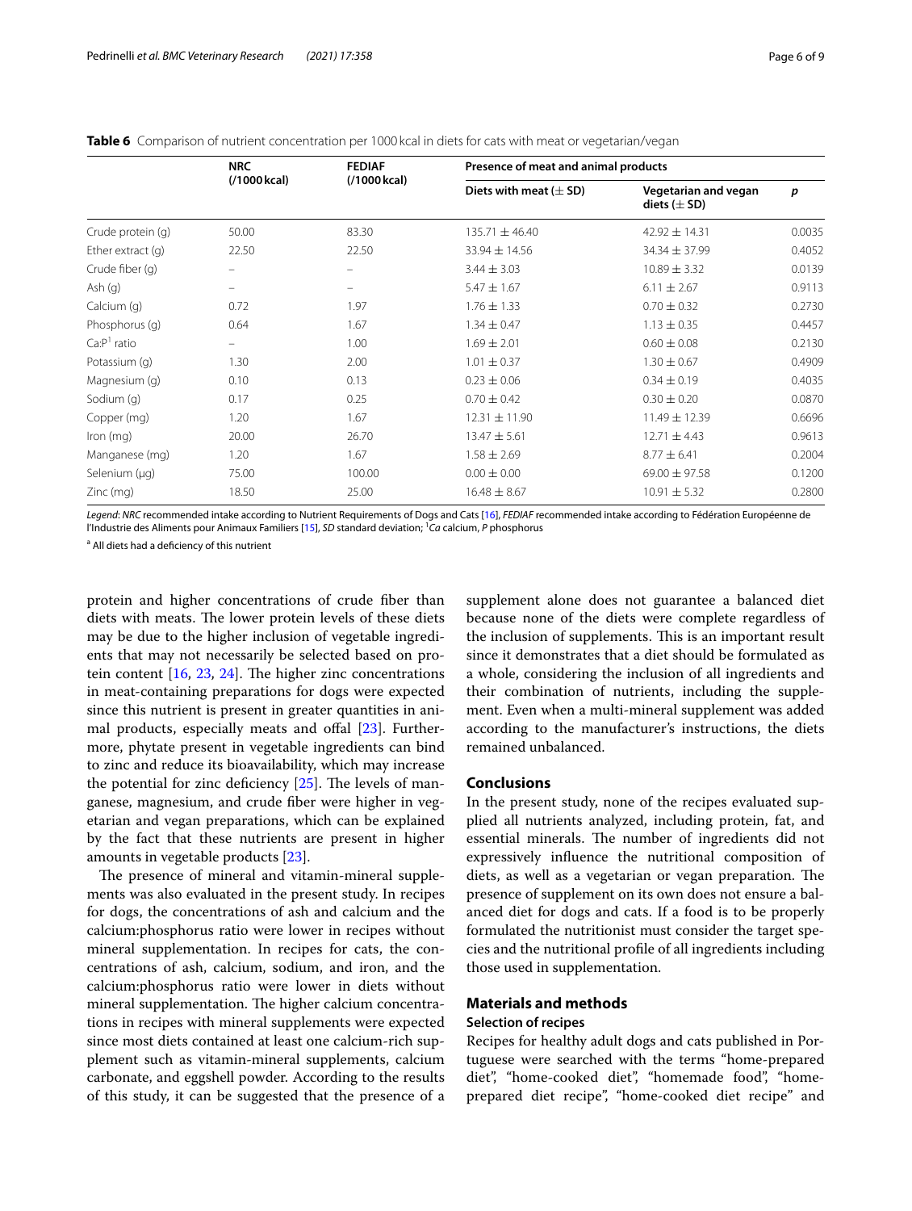**Table 6** Comparison of nutrient concentration per 1000 kcal in diets for cats with meat or vegetarian/vegan

| | NRC (/1000 kcal) | FEDIAF (/1000 kcal) | Presence of meat and animal products | | |
|---|---|---|---|---|---|
| | | | Diets with meat (± SD) | Vegetarian and vegan diets (± SD) | *p* |
| Crude protein (g) | 50.00 | 83.30 | 135.71 ± 46.40 | 42.92 ± 14.31 | 0.0035 |
| Ether extract (g) | 22.50 | 22.50 | 33.94 ± 14.56 | 34.34 ± 37.99 | 0.4052 |
| Crude fiber (g) | – | – | 3.44 ± 3.03 | 10.89 ± 3.32 | 0.0139 |
| Ash (g) | – | – | 5.47 ± 1.67 | 6.11 ± 2.67 | 0.9113 |
| Calcium (g) | 0.72 | 1.97 | 1.76 ± 1.33 | 0.70 ± 0.32 | 0.2730 |
| Phosphorus (g) | 0.64 | 1.67 | 1.34 ± 0.47 | 1.13 ± 0.35 | 0.4457 |
| Ca:P[1] ratio | – | 1.00 | 1.69 ± 2.01 | 0.60 ± 0.08 | 0.2130 |
| Potassium (g) | 1.30 | 2.00 | 1.01 ± 0.37 | 1.30 ± 0.67 | 0.4909 |
| Magnesium (g) | 0.10 | 0.13 | 0.23 ± 0.06 | 0.34 ± 0.19 | 0.4035 |
| Sodium (g) | 0.17 | 0.25 | 0.70 ± 0.42 | 0.30 ± 0.20 | 0.0870 |
| Copper (mg) | 1.20 | 1.67 | 12.31 ± 11.90 | 11.49 ± 12.39 | 0.6696 |
| Iron (mg) | 20.00 | 26.70 | 13.47 ± 5.61 | 12.71 ± 4.43 | 0.9613 |
| Manganese (mg) | 1.20 | 1.67 | 1.58 ± 2.69 | 8.77 ± 6.41 | 0.2004 |
| Selenium (µg) | 75.00 | 100.00 | 0.00 ± 0.00 | 69.00 ± 97.58 | 0.1200 |
| Zinc (mg) | 18.50 | 25.00 | 16.48 ± 8.67 | 10.91 ± 5.32 | 0.2800 |

*Legend*: *NRC* recommended intake according to Nutrient Requirements of Dogs and Cats [16], *FEDIAF* recommended intake according to Fédération Européenne de l'Industrie des Aliments pour Animaux Familiers [15], *SD* standard deviation; [1]*Ca* calcium, *P* phosphorus

[a] All diets had a deficiency of this nutrient

protein and higher concentrations of crude fiber than diets with meats. The lower protein levels of these diets may be due to the higher inclusion of vegetable ingredients that may not necessarily be selected based on protein content [16, 23, 24]. The higher zinc concentrations in meat-containing preparations for dogs were expected since this nutrient is present in greater quantities in animal products, especially meats and offal [23]. Furthermore, phytate present in vegetable ingredients can bind to zinc and reduce its bioavailability, which may increase the potential for zinc deficiency [25]. The levels of manganese, magnesium, and crude fiber were higher in vegetarian and vegan preparations, which can be explained by the fact that these nutrients are present in higher amounts in vegetable products [23].

The presence of mineral and vitamin-mineral supplements was also evaluated in the present study. In recipes for dogs, the concentrations of ash and calcium and the calcium:phosphorus ratio were lower in recipes without mineral supplementation. In recipes for cats, the concentrations of ash, calcium, sodium, and iron, and the calcium:phosphorus ratio were lower in diets without mineral supplementation. The higher calcium concentrations in recipes with mineral supplements were expected since most diets contained at least one calcium-rich supplement such as vitamin-mineral supplements, calcium carbonate, and eggshell powder. According to the results of this study, it can be suggested that the presence of a supplement alone does not guarantee a balanced diet because none of the diets were complete regardless of the inclusion of supplements. This is an important result since it demonstrates that a diet should be formulated as a whole, considering the inclusion of all ingredients and their combination of nutrients, including the supplement. Even when a multi-mineral supplement was added according to the manufacturer's instructions, the diets remained unbalanced.

## Conclusions

In the present study, none of the recipes evaluated supplied all nutrients analyzed, including protein, fat, and essential minerals. The number of ingredients did not expressively influence the nutritional composition of diets, as well as a vegetarian or vegan preparation. The presence of supplement on its own does not ensure a balanced diet for dogs and cats. If a food is to be properly formulated the nutritionist must consider the target species and the nutritional profile of all ingredients including those used in supplementation.

## Materials and methods

### Selection of recipes

Recipes for healthy adult dogs and cats published in Portuguese were searched with the terms "home-prepared diet", "home-cooked diet", "homemade food", "home-prepared diet recipe", "home-cooked diet recipe" and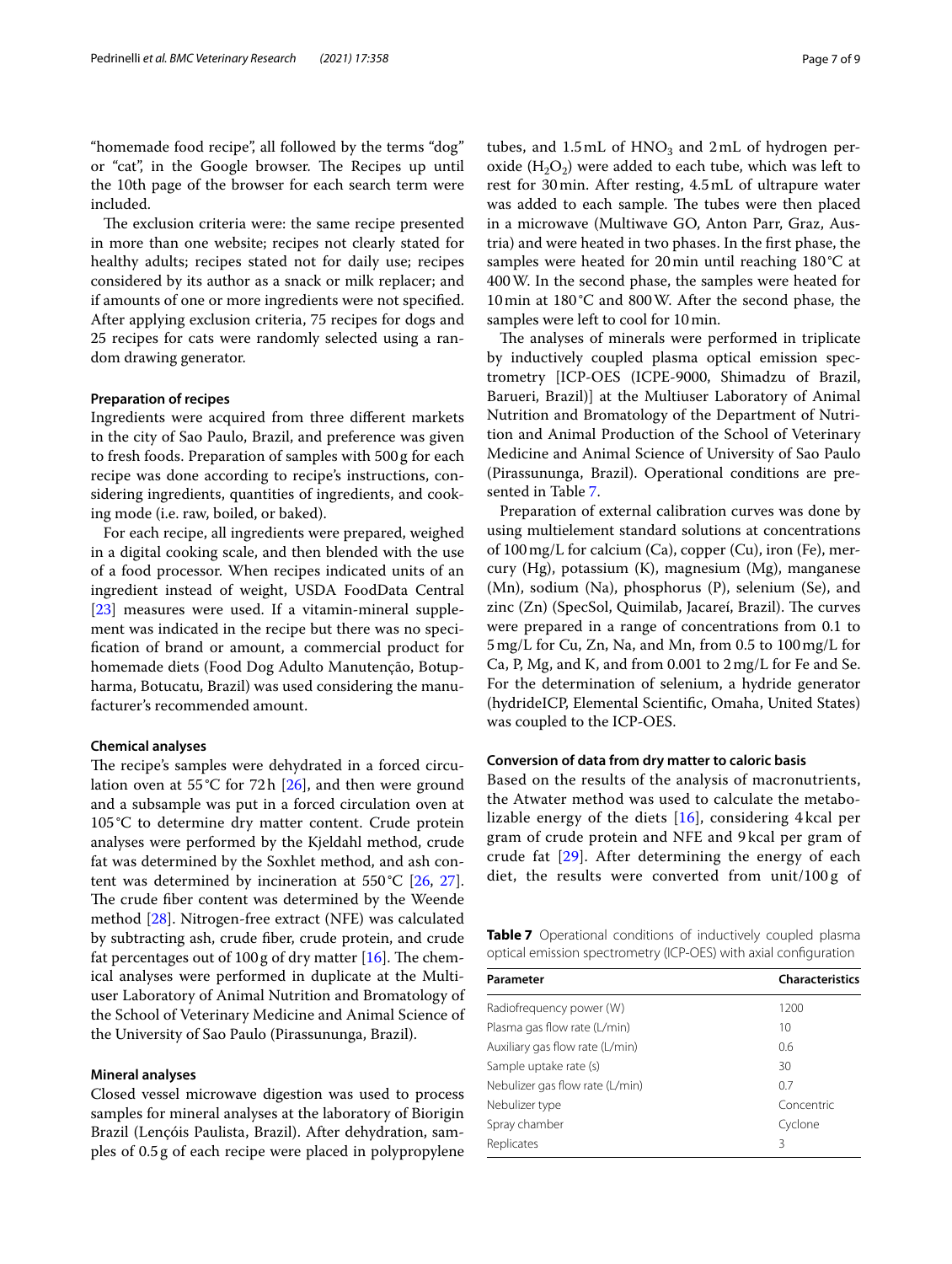"homemade food recipe", all followed by the terms "dog" or "cat", in the Google browser. The Recipes up until the 10th page of the browser for each search term were included.

The exclusion criteria were: the same recipe presented in more than one website; recipes not clearly stated for healthy adults; recipes stated not for daily use; recipes considered by its author as a snack or milk replacer; and if amounts of one or more ingredients were not specified. After applying exclusion criteria, 75 recipes for dogs and 25 recipes for cats were randomly selected using a random drawing generator.

#### Preparation of recipes

Ingredients were acquired from three different markets in the city of Sao Paulo, Brazil, and preference was given to fresh foods. Preparation of samples with 500 g for each recipe was done according to recipe's instructions, considering ingredients, quantities of ingredients, and cooking mode (i.e. raw, boiled, or baked).

For each recipe, all ingredients were prepared, weighed in a digital cooking scale, and then blended with the use of a food processor. When recipes indicated units of an ingredient instead of weight, USDA FoodData Central [23] measures were used. If a vitamin-mineral supplement was indicated in the recipe but there was no specification of brand or amount, a commercial product for homemade diets (Food Dog Adulto Manutenção, Botupharma, Botucatu, Brazil) was used considering the manufacturer's recommended amount.

#### Chemical analyses

The recipe's samples were dehydrated in a forced circulation oven at 55 °C for 72 h [26], and then were ground and a subsample was put in a forced circulation oven at 105 °C to determine dry matter content. Crude protein analyses were performed by the Kjeldahl method, crude fat was determined by the Soxhlet method, and ash content was determined by incineration at 550 °C [26, 27]. The crude fiber content was determined by the Weende method [28]. Nitrogen-free extract (NFE) was calculated by subtracting ash, crude fiber, crude protein, and crude fat percentages out of 100 g of dry matter [16]. The chemical analyses were performed in duplicate at the Multiuser Laboratory of Animal Nutrition and Bromatology of the School of Veterinary Medicine and Animal Science of the University of Sao Paulo (Pirassununga, Brazil).

#### Mineral analyses

Closed vessel microwave digestion was used to process samples for mineral analyses at the laboratory of Biorigin Brazil (Lençóis Paulista, Brazil). After dehydration, samples of 0.5 g of each recipe were placed in polypropylene tubes, and 1.5 mL of $HNO_3$ and 2 mL of hydrogen peroxide ($H_2O_2$) were added to each tube, which was left to rest for 30 min. After resting, 4.5 mL of ultrapure water was added to each sample. The tubes were then placed in a microwave (Multiwave GO, Anton Parr, Graz, Austria) and were heated in two phases. In the first phase, the samples were heated for 20 min until reaching 180 °C at 400 W. In the second phase, the samples were heated for 10 min at 180 °C and 800 W. After the second phase, the samples were left to cool for 10 min.

The analyses of minerals were performed in triplicate by inductively coupled plasma optical emission spectrometry [ICP-OES (ICPE-9000, Shimadzu of Brazil, Barueri, Brazil)] at the Multiuser Laboratory of Animal Nutrition and Bromatology of the Department of Nutrition and Animal Production of the School of Veterinary Medicine and Animal Science of University of Sao Paulo (Pirassununga, Brazil). Operational conditions are presented in Table 7.

Preparation of external calibration curves was done by using multielement standard solutions at concentrations of 100 mg/L for calcium (Ca), copper (Cu), iron (Fe), mercury (Hg), potassium (K), magnesium (Mg), manganese (Mn), sodium (Na), phosphorus (P), selenium (Se), and zinc (Zn) (SpecSol, Quimilab, Jacareí, Brazil). The curves were prepared in a range of concentrations from 0.1 to 5 mg/L for Cu, Zn, Na, and Mn, from 0.5 to 100 mg/L for Ca, P, Mg, and K, and from 0.001 to 2 mg/L for Fe and Se. For the determination of selenium, a hydride generator (hydrideICP, Elemental Scientific, Omaha, United States) was coupled to the ICP-OES.

#### Conversion of data from dry matter to caloric basis

Based on the results of the analysis of macronutrients, the Atwater method was used to calculate the metabolizable energy of the diets [16], considering 4 kcal per gram of crude protein and NFE and 9 kcal per gram of crude fat [29]. After determining the energy of each diet, the results were converted from unit/100 g of

**Table 7** Operational conditions of inductively coupled plasma optical emission spectrometry (ICP-OES) with axial configuration

| Parameter | Characteristics |
|---|---|
| Radiofrequency power (W) | 1200 |
| Plasma gas flow rate (L/min) | 10 |
| Auxiliary gas flow rate (L/min) | 0.6 |
| Sample uptake rate (s) | 30 |
| Nebulizer gas flow rate (L/min) | 0.7 |
| Nebulizer type | Concentric |
| Spray chamber | Cyclone |
| Replicates | 3 |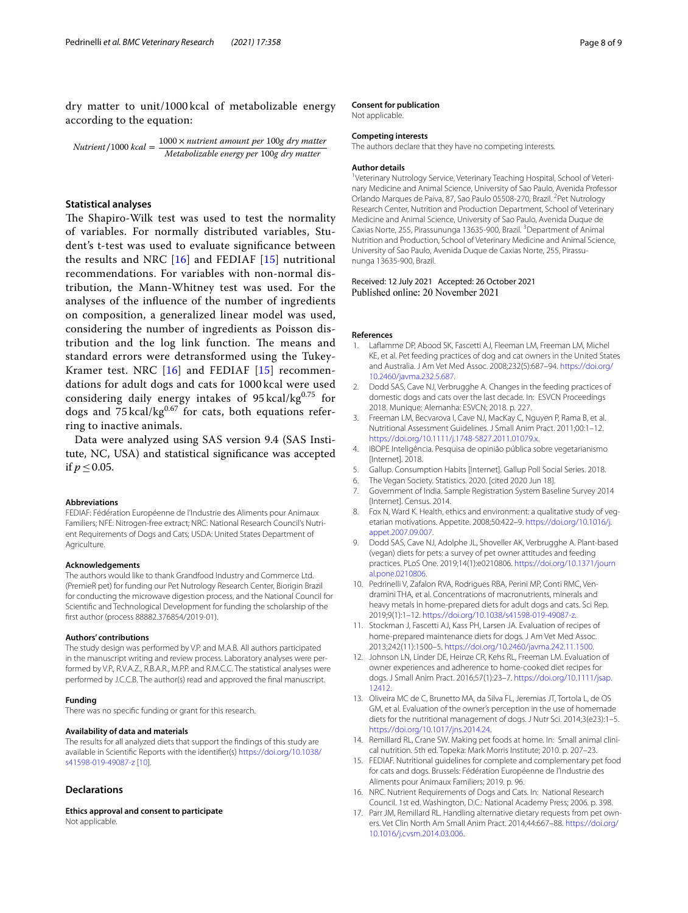dry matter to unit/1000 kcal of metabolizable energy according to the equation:

$$Nutrient/1000\ kcal = \frac{1000 \times nutrient\ amount\ per\ 100g\ dry\ matter}{Metabolizable\ energy\ per\ 100g\ dry\ matter}$$

### Statistical analyses

The Shapiro-Wilk test was used to test the normality of variables. For normally distributed variables, Student's t-test was used to evaluate significance between the results and NRC [16] and FEDIAF [15] nutritional recommendations. For variables with non-normal distribution, the Mann-Whitney test was used. For the analyses of the influence of the number of ingredients on composition, a generalized linear model was used, considering the number of ingredients as Poisson distribution and the log link function. The means and standard errors were detransformed using the Tukey-Kramer test. NRC [16] and FEDIAF [15] recommendations for adult dogs and cats for 1000 kcal were used considering daily energy intakes of 95 kcal/kg$^{0.75}$ for dogs and 75 kcal/kg$^{0.67}$ for cats, both equations referring to inactive animals.

Data were analyzed using SAS version 9.4 (SAS Institute, NC, USA) and statistical significance was accepted if $p \leq 0.05$.

#### Abbreviations

FEDIAF: Fédération Européenne de l'Industrie des Aliments pour Animaux Familiers; NFE: Nitrogen-free extract; NRC: National Research Council's Nutrient Requirements of Dogs and Cats; USDA: United States Department of Agriculture.

#### Acknowledgements

The authors would like to thank Grandfood Industry and Commerce Ltd. (PremieR pet) for funding our Pet Nutrology Research Center, Biorigin Brazil for conducting the microwave digestion process, and the National Council for Scientific and Technological Development for funding the scholarship of the first author (process 88882.376854/2019-01).

#### Authors' contributions

The study design was performed by V.P. and M.A.B. All authors participated in the manuscript writing and review process. Laboratory analyses were performed by V.P., R.V.A.Z., R.B.A.R., M.P.P. and R.M.C.C. The statistical analyses were performed by J.C.C.B. The author(s) read and approved the final manuscript.

#### Funding

There was no specific funding or grant for this research.

#### Availability of data and materials

The results for all analyzed diets that support the findings of this study are available in Scientific Reports with the identifier(s) https://doi.org/10.1038/s41598-019-49087-z [10].

## Declarations

#### Ethics approval and consent to participate

Not applicable.

#### Consent for publication

Not applicable.

#### Competing interests

The authors declare that they have no competing interests.

#### Author details

[1] Veterinary Nutrology Service, Veterinary Teaching Hospital, School of Veterinary Medicine and Animal Science, University of Sao Paulo, Avenida Professor Orlando Marques de Paiva, 87, Sao Paulo 05508-270, Brazil. [2] Pet Nutrology Research Center, Nutrition and Production Department, School of Veterinary Medicine and Animal Science, University of Sao Paulo, Avenida Duque de Caxias Norte, 255, Pirassununga 13635-900, Brazil. [3] Department of Animal Nutrition and Production, School of Veterinary Medicine and Animal Science, University of Sao Paulo, Avenida Duque de Caxias Norte, 255, Pirassununga 13635-900, Brazil.

Received: 12 July 2021 Accepted: 26 October 2021
Published online: 20 November 2021

#### References

1. Laflamme DP, Abood SK, Fascetti AJ, Fleeman LM, Freeman LM, Michel KE, et al. Pet feeding practices of dog and cat owners in the United States and Australia. J Am Vet Med Assoc. 2008;232(5):687–94. https://doi.org/10.2460/javma.232.5.687.
2. Dodd SAS, Cave NJ, Verbrugghe A. Changes in the feeding practices of domestic dogs and cats over the last decade. In: ESVCN Proceedings 2018. Munique: Alemanha: ESVCN; 2018. p. 227.
3. Freeman LM, Becvarova I, Cave NJ, MacKay C, Nguyen P, Rama B, et al. Nutritional Assessment Guidelines. J Small Anim Pract. 2011;00:1–12. https://doi.org/10.1111/j.1748-5827.2011.01079.x.
4. IBOPE Inteligência. Pesquisa de opinião pública sobre vegetarianismo [Internet]. 2018.
5. Gallup. Consumption Habits [Internet]. Gallup Poll Social Series. 2018.
6. The Vegan Society. Statistics. 2020. [cited 2020 Jun 18].
7. Government of India. Sample Registration System Baseline Survey 2014 [Internet]. Census. 2014.
8. Fox N, Ward K. Health, ethics and environment: a qualitative study of vegetarian motivations. Appetite. 2008;50:422–9. https://doi.org/10.1016/j.appet.2007.09.007.
9. Dodd SAS, Cave NJ, Adolphe JL, Shoveller AK, Verbrugghe A. Plant-based (vegan) diets for pets: a survey of pet owner attitudes and feeding practices. PLoS One. 2019;14(1):e0210806. https://doi.org/10.1371/journal.pone.0210806.
10. Pedrinelli V, Zafalon RVA, Rodrigues RBA, Perini MP, Conti RMC, Vendramini THA, et al. Concentrations of macronutrients, minerals and heavy metals in home-prepared diets for adult dogs and cats. Sci Rep. 2019;9(1):1–12. https://doi.org/10.1038/s41598-019-49087-z.
11. Stockman J, Fascetti AJ, Kass PH, Larsen JA. Evaluation of recipes of home-prepared maintenance diets for dogs. J Am Vet Med Assoc. 2013;242(11):1500–5. https://doi.org/10.2460/javma.242.11.1500.
12. Johnson LN, Linder DE, Heinze CR, Kehs RL, Freeman LM. Evaluation of owner experiences and adherence to home-cooked diet recipes for dogs. J Small Anim Pract. 2016;57(1):23–7. https://doi.org/10.1111/jsap.12412.
13. Oliveira MC de C, Brunetto MA, da Silva FL, Jeremias JT, Tortola L, de OS GM, et al. Evaluation of the owner's perception in the use of homemade diets for the nutritional management of dogs. J Nutr Sci. 2014;3(e23):1–5. https://doi.org/10.1017/jns.2014.24.
14. Remillard RL, Crane SW. Making pet foods at home. In: Small animal clinical nutrition. 5th ed. Topeka: Mark Morris Institute; 2010. p. 207–23.
15. FEDIAF. Nutritional guidelines for complete and complementary pet food for cats and dogs. Brussels: Fédération Européenne de l'Industrie des Aliments pour Animaux Familiers; 2019. p. 96.
16. NRC. Nutrient Requirements of Dogs and Cats. In: National Research Council. 1st ed. Washington, D.C.: National Academy Press; 2006. p. 398.
17. Parr JM, Remillard RL. Handling alternative dietary requests from pet owners. Vet Clin North Am Small Anim Pract. 2014;44:667–88. https://doi.org/10.1016/j.cvsm.2014.03.006.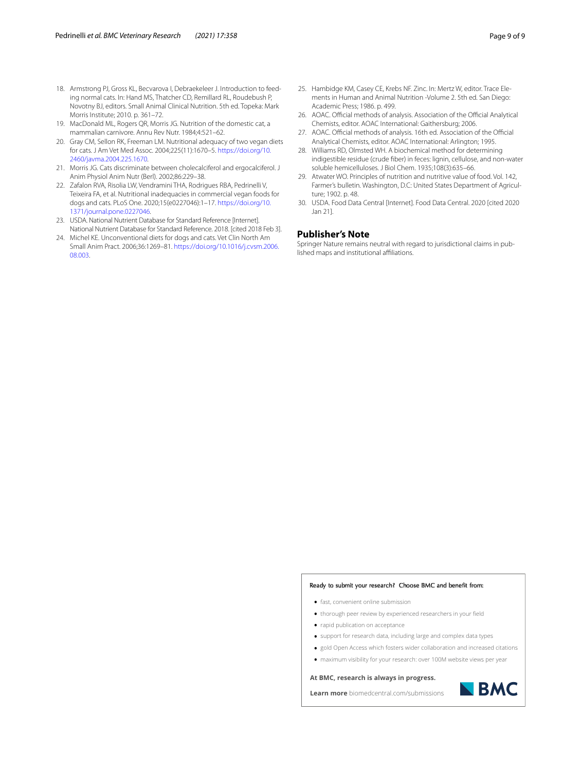18. Armstrong PJ, Gross KL, Becvarova I, Debraekeleer J. Introduction to feeding normal cats. In: Hand MS, Thatcher CD, Remillard RL, Roudebush P, Novotny BJ, editors. Small Animal Clinical Nutrition. 5th ed. Topeka: Mark Morris Institute; 2010. p. 361–72.
19. MacDonald ML, Rogers QR, Morris JG. Nutrition of the domestic cat, a mammalian carnivore. Annu Rev Nutr. 1984;4:521–62.
20. Gray CM, Sellon RK, Freeman LM. Nutritional adequacy of two vegan diets for cats. J Am Vet Med Assoc. 2004;225(11):1670–5. https://doi.org/10.2460/javma.2004.225.1670.
21. Morris JG. Cats discriminate between cholecalciferol and ergocalciferol. J Anim Physiol Anim Nutr (Berl). 2002;86:229–38.
22. Zafalon RVA, Risolia LW, Vendramini THA, Rodrigues RBA, Pedrinelli V, Teixeira FA, et al. Nutritional inadequacies in commercial vegan foods for dogs and cats. PLoS One. 2020;15(e0227046):1–17. https://doi.org/10.1371/journal.pone.0227046.
23. USDA. National Nutrient Database for Standard Reference [Internet]. National Nutrient Database for Standard Reference. 2018. [cited 2018 Feb 3].
24. Michel KE. Unconventional diets for dogs and cats. Vet Clin North Am Small Anim Pract. 2006;36:1269–81. https://doi.org/10.1016/j.cvsm.2006.08.003.
25. Hambidge KM, Casey CE, Krebs NF. Zinc. In: Mertz W, editor. Trace Elements in Human and Animal Nutrition -Volume 2. 5th ed. San Diego: Academic Press; 1986. p. 499.
26. AOAC. Official methods of analysis. Association of the Official Analytical Chemists, editor. AOAC International: Gaithersburg; 2006.
27. AOAC. Official methods of analysis. 16th ed. Association of the Official Analytical Chemists, editor. AOAC International: Arlington; 1995.
28. Williams RD, Olmsted WH. A biochemical method for determining indigestible residue (crude fiber) in feces: lignin, cellulose, and non-water soluble hemicelluloses. J Biol Chem. 1935;108(3):635–66.
29. Atwater WO. Principles of nutrition and nutritive value of food. Vol. 142, Farmer's bulletin. Washington, D.C: United States Department of Agriculture; 1902. p. 48.
30. USDA. Food Data Central [Internet]. Food Data Central. 2020 [cited 2020 Jan 21].

## Publisher's Note

Springer Nature remains neutral with regard to jurisdictional claims in published maps and institutional affiliations.

Ready to submit your research? Choose BMC and benefit from:

- fast, convenient online submission
- thorough peer review by experienced researchers in your field
- rapid publication on acceptance
- support for research data, including large and complex data types
- gold Open Access which fosters wider collaboration and increased citations
- maximum visibility for your research: over 100M website views per year

**At BMC, research is always in progress.**

**Learn more** biomedcentral.com/submissions

BMC